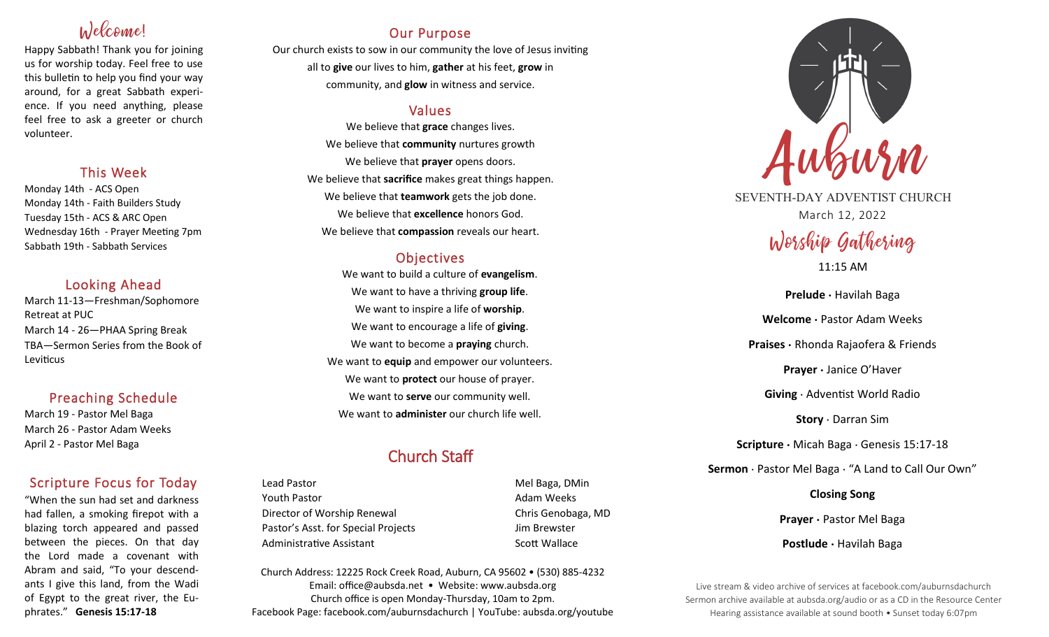## Welcome!

Happy Sabbath! Thank you for joining us for worship today. Feel free to use this bulletin to help you find your way around, for a great Sabbath experience. If you need anything, please feel free to ask a greeter or church volunteer.

## This Week

Monday 14th - ACS Open
Monday 14th - Faith Builders Study
Tuesday 15th - ACS & ARC Open
Wednesday 16th - Prayer Meeting 7pm
Sabbath 19th - Sabbath Services

## Looking Ahead

March 11-13—Freshman/Sophomore Retreat at PUC
March 14 - 26—PHAA Spring Break
TBA—Sermon Series from the Book of Leviticus

## Preaching Schedule

March 19 - Pastor Mel Baga
March 26 - Pastor Adam Weeks
April 2 - Pastor Mel Baga

## Scripture Focus for Today

"When the sun had set and darkness had fallen, a smoking firepot with a blazing torch appeared and passed between the pieces. On that day the Lord made a covenant with Abram and said, "To your descendants I give this land, from the Wadi of Egypt to the great river, the Euphrates." **Genesis 15:17-18**

## Our Purpose

Our church exists to sow in our community the love of Jesus inviting all to **give** our lives to him, **gather** at his feet, **grow** in community, and **glow** in witness and service.

## Values

We believe that **grace** changes lives.
We believe that **community** nurtures growth
We believe that **prayer** opens doors.
We believe that **sacrifice** makes great things happen.
We believe that **teamwork** gets the job done.
We believe that **excellence** honors God.
We believe that **compassion** reveals our heart.

## Objectives

We want to build a culture of **evangelism**.
We want to have a thriving **group life**.
We want to inspire a life of **worship**.
We want to encourage a life of **giving**.
We want to become a **praying** church.
We want to **equip** and empower our volunteers.
We want to **protect** our house of prayer.
We want to **serve** our community well.
We want to **administer** our church life well.

## Church Staff

| | |
|---|---|
| Lead Pastor | Mel Baga, DMin |
| Youth Pastor | Adam Weeks |
| Director of Worship Renewal | Chris Genobaga, MD |
| Pastor's Asst. for Special Projects | Jim Brewster |
| Administrative Assistant | Scott Wallace |

Church Address: 12225 Rock Creek Road, Auburn, CA 95602 • (530) 885-4232
Email: office@aubsda.net • Website: www.aubsda.org
Church office is open Monday-Thursday, 10am to 2pm.
Facebook Page: facebook.com/auburnsdachurch | YouTube: aubsda.org/youtube

# Auburn

SEVENTH-DAY ADVENTIST CHURCH
March 12, 2022

## Worship Gathering

11:15 AM

**Prelude ·** Havilah Baga

**Welcome ·** Pastor Adam Weeks

**Praises ·** Rhonda Rajaofera & Friends

**Prayer ·** Janice O'Haver

**Giving** · Adventist World Radio

**Story** · Darran Sim

**Scripture ·** Micah Baga · Genesis 15:17-18

**Sermon** · Pastor Mel Baga · "A Land to Call Our Own"

**Closing Song**

**Prayer ·** Pastor Mel Baga

**Postlude ·** Havilah Baga

Live stream & video archive of services at facebook.com/auburnsdachurch
Sermon archive available at aubsda.org/audio or as a CD in the Resource Center
Hearing assistance available at sound booth • Sunset today 6:07pm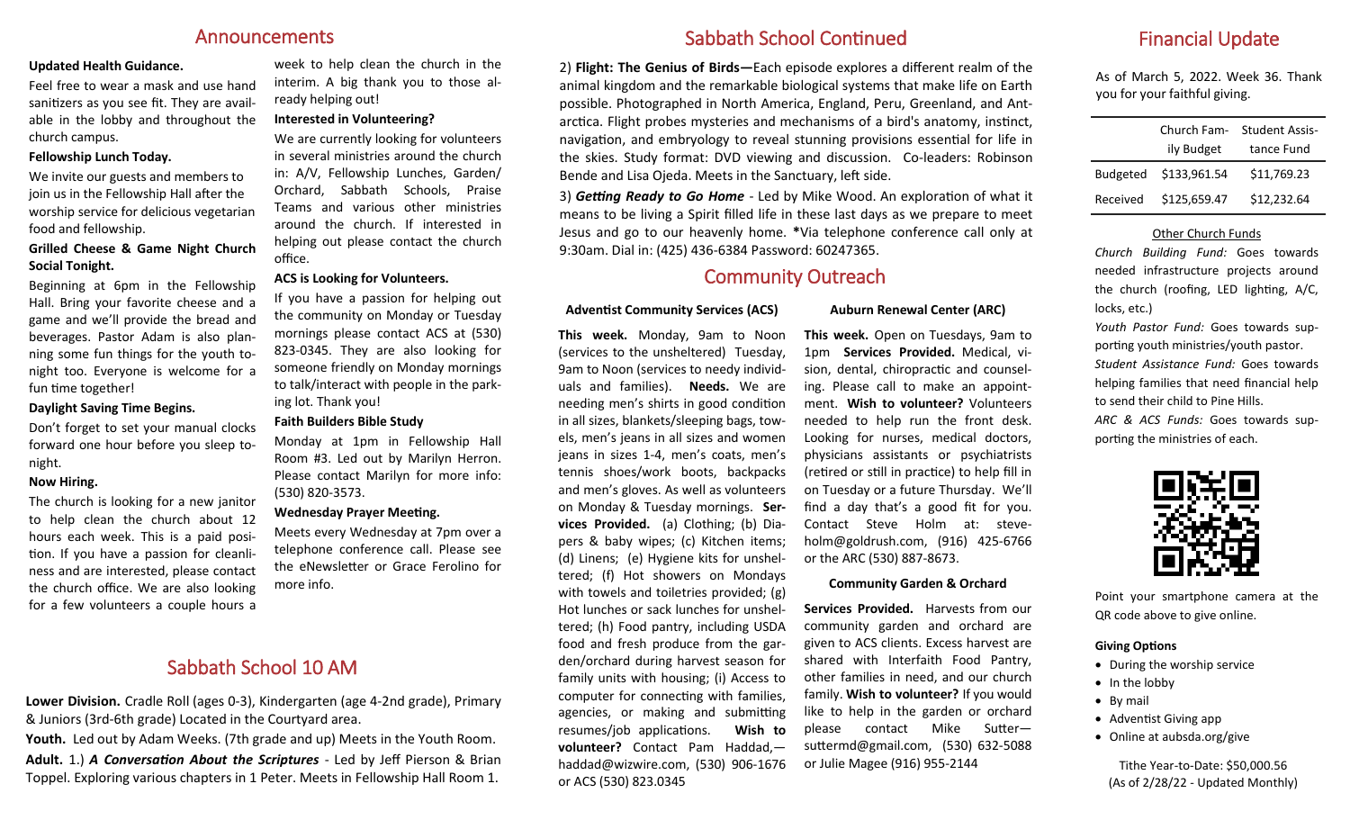## Announcements

**Updated Health Guidance.**

Feel free to wear a mask and use hand sanitizers as you see fit. They are available in the lobby and throughout the church campus.

**Fellowship Lunch Today.**

We invite our guests and members to join us in the Fellowship Hall after the worship service for delicious vegetarian food and fellowship.

**Grilled Cheese & Game Night Church Social Tonight.**

Beginning at 6pm in the Fellowship Hall. Bring your favorite cheese and a game and we'll provide the bread and beverages. Pastor Adam is also planning some fun things for the youth tonight too. Everyone is welcome for a fun time together!

**Daylight Saving Time Begins.**

Don't forget to set your manual clocks forward one hour before you sleep tonight.

**Now Hiring.**

The church is looking for a new janitor to help clean the church about 12 hours each week. This is a paid position. If you have a passion for cleanliness and are interested, please contact the church office. We are also looking for a few volunteers a couple hours a week to help clean the church in the interim. A big thank you to those already helping out!

**Interested in Volunteering?**

We are currently looking for volunteers in several ministries around the church in: A/V, Fellowship Lunches, Garden/Orchard, Sabbath Schools, Praise Teams and various other ministries around the church. If interested in helping out please contact the church office.

**ACS is Looking for Volunteers.**

If you have a passion for helping out the community on Monday or Tuesday mornings please contact ACS at (530) 823-0345. They are also looking for someone friendly on Monday mornings to talk/interact with people in the parking lot. Thank you!

**Faith Builders Bible Study**

Monday at 1pm in Fellowship Hall Room #3. Led out by Marilyn Herron. Please contact Marilyn for more info: (530) 820-3573.

**Wednesday Prayer Meeting.**

Meets every Wednesday at 7pm over a telephone conference call. Please see the eNewsletter or Grace Ferolino for more info.

## Sabbath School 10 AM

**Lower Division.** Cradle Roll (ages 0-3), Kindergarten (age 4-2nd grade), Primary & Juniors (3rd-6th grade) Located in the Courtyard area.

**Youth.** Led out by Adam Weeks. (7th grade and up) Meets in the Youth Room.

**Adult.** 1.) ***A Conversation About the Scriptures*** - Led by Jeff Pierson & Brian Toppel. Exploring various chapters in 1 Peter. Meets in Fellowship Hall Room 1.

## Sabbath School Continued

2) **Flight: The Genius of Birds—**Each episode explores a different realm of the animal kingdom and the remarkable biological systems that make life on Earth possible. Photographed in North America, England, Peru, Greenland, and Antarctica. Flight probes mysteries and mechanisms of a bird's anatomy, instinct, navigation, and embryology to reveal stunning provisions essential for life in the skies. Study format: DVD viewing and discussion. Co-leaders: Robinson Bende and Lisa Ojeda. Meets in the Sanctuary, left side.

3) ***Getting Ready to Go Home*** - Led by Mike Wood. An exploration of what it means to be living a Spirit filled life in these last days as we prepare to meet Jesus and go to our heavenly home. **\***Via telephone conference call only at 9:30am. Dial in: (425) 436-6384 Password: 60247365.

## Community Outreach

**Adventist Community Services (ACS)**

**This week.** Monday, 9am to Noon (services to the unsheltered) Tuesday, 9am to Noon (services to needy individuals and families). **Needs.** We are needing men's shirts in good condition in all sizes, blankets/sleeping bags, towels, men's jeans in all sizes and women jeans in sizes 1-4, men's coats, men's tennis shoes/work boots, backpacks and men's gloves. As well as volunteers on Monday & Tuesday mornings. **Services Provided.** (a) Clothing; (b) Diapers & baby wipes; (c) Kitchen items; (d) Linens; (e) Hygiene kits for unsheltered; (f) Hot showers on Mondays with towels and toiletries provided; (g) Hot lunches or sack lunches for unsheltered; (h) Food pantry, including USDA food and fresh produce from the garden/orchard during harvest season for family units with housing; (i) Access to computer for connecting with families, agencies, or making and submitting resumes/job applications. **Wish to volunteer?** Contact Pam Haddad,—haddad@wizwire.com, (530) 906-1676 or ACS (530) 823.0345

**Auburn Renewal Center (ARC)**

**This week.** Open on Tuesdays, 9am to 1pm **Services Provided.** Medical, vision, dental, chiropractic and counseling. Please call to make an appointment. **Wish to volunteer?** Volunteers needed to help run the front desk. Looking for nurses, medical doctors, physicians assistants or psychiatrists (retired or still in practice) to help fill in on Tuesday or a future Thursday. We'll find a day that's a good fit for you. Contact Steve Holm at: steveholm@goldrush.com, (916) 425-6766 or the ARC (530) 887-8673.

**Community Garden & Orchard**

**Services Provided.** Harvests from our community garden and orchard are given to ACS clients. Excess harvest are shared with Interfaith Food Pantry, other families in need, and our church family. **Wish to volunteer?** If you would like to help in the garden or orchard please contact Mike Sutter—suttermd@gmail.com, (530) 632-5088 or Julie Magee (916) 955-2144

## Financial Update

As of March 5, 2022. Week 36. Thank you for your faithful giving.

| | Church Family Budget | Student Assistance Fund |
|---|---|---|
| Budgeted | $133,961.54 | $11,769.23 |
| Received | $125,659.47 | $12,232.64 |

Other Church Funds

*Church Building Fund:* Goes towards needed infrastructure projects around the church (roofing, LED lighting, A/C, locks, etc.)

*Youth Pastor Fund:* Goes towards supporting youth ministries/youth pastor.

*Student Assistance Fund:* Goes towards helping families that need financial help to send their child to Pine Hills.

*ARC & ACS Funds:* Goes towards supporting the ministries of each.

Point your smartphone camera at the QR code above to give online.

**Giving Options**

- During the worship service
- In the lobby
- By mail
- Adventist Giving app
- Online at aubsda.org/give

Tithe Year-to-Date: $50,000.56
(As of 2/28/22 - Updated Monthly)